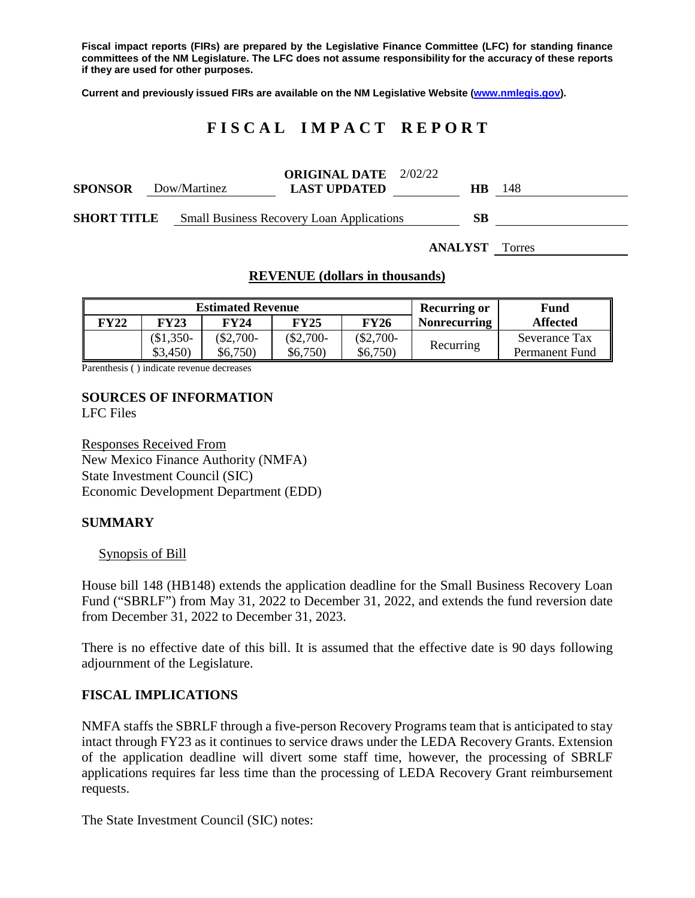**Fiscal impact reports (FIRs) are prepared by the Legislative Finance Committee (LFC) for standing finance committees of the NM Legislature. The LFC does not assume responsibility for the accuracy of these reports if they are used for other purposes.**

**Current and previously issued FIRs are available on the NM Legislative Website (www.nmlegis.gov).**

# FISCAL IMPACT REPORT

**SPONSOR** Dow/Martinez **ORIGINAL DATE** 2/02/22 **LAST UPDATED** **HB** 148

**SHORT TITLE** Small Business Recovery Loan Applications **SB**

**ANALYST** Torres

## REVENUE (dollars in thousands)

| Estimated Revenue | | | | | Recurring or | Fund |
|---|---|---|---|---|---|---|
| **FY22** | **FY23** | **FY24** | **FY25** | **FY26** | **Nonrecurring** | **Affected** |
| | ($1,350-$3,450) | ($2,700-$6,750) | ($2,700-$6,750) | ($2,700-$6,750) | Recurring | Severance Tax Permanent Fund |

Parenthesis ( ) indicate revenue decreases

**SOURCES OF INFORMATION**
LFC Files

Responses Received From
New Mexico Finance Authority (NMFA)
State Investment Council (SIC)
Economic Development Department (EDD)

## SUMMARY

Synopsis of Bill

House bill 148 (HB148) extends the application deadline for the Small Business Recovery Loan Fund ("SBRLF") from May 31, 2022 to December 31, 2022, and extends the fund reversion date from December 31, 2022 to December 31, 2023.

There is no effective date of this bill. It is assumed that the effective date is 90 days following adjournment of the Legislature.

## FISCAL IMPLICATIONS

NMFA staffs the SBRLF through a five-person Recovery Programs team that is anticipated to stay intact through FY23 as it continues to service draws under the LEDA Recovery Grants. Extension of the application deadline will divert some staff time, however, the processing of SBRLF applications requires far less time than the processing of LEDA Recovery Grant reimbursement requests.

The State Investment Council (SIC) notes: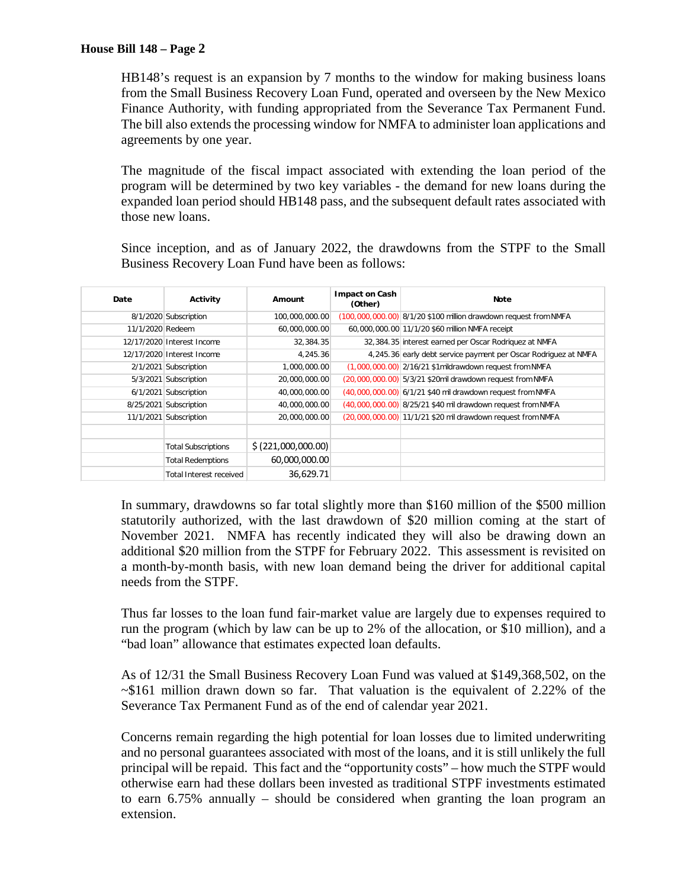**House Bill 148 – Page 2**

HB148's request is an expansion by 7 months to the window for making business loans from the Small Business Recovery Loan Fund, operated and overseen by the New Mexico Finance Authority, with funding appropriated from the Severance Tax Permanent Fund. The bill also extends the processing window for NMFA to administer loan applications and agreements by one year.

The magnitude of the fiscal impact associated with extending the loan period of the program will be determined by two key variables - the demand for new loans during the expanded loan period should HB148 pass, and the subsequent default rates associated with those new loans.

Since inception, and as of January 2022, the drawdowns from the STPF to the Small Business Recovery Loan Fund have been as follows:

| Date | Activity | Amount | Impact on Cash (Other) | Note |
|---|---|---|---|---|
| 8/1/2020 | Subscription | 100,000,000.00 | (100,000,000.00) | 8/1/20 $100 million drawdown request from NMFA |
| 11/1/2020 | Redeem | 60,000,000.00 | 60,000,000.00 | 11/1/20 $60 million NMFA receipt |
| 12/17/2020 | Interest Income | 32,384.35 | 32,384.35 | interest earned per Oscar Rodriquez at NMFA |
| 12/17/2020 | Interest Income | 4,245.36 | 4,245.36 | early debt service payment per Oscar Rodriguez at NMFA |
| 2/1/2021 | Subscription | 1,000,000.00 | (1,000,000.00) | 2/16/21 $1mildrawdown request from NMFA |
| 5/3/2021 | Subscription | 20,000,000.00 | (20,000,000.00) | 5/3/21 $20mil drawdown request from NMFA |
| 6/1/2021 | Subscription | 40,000,000.00 | (40,000,000.00) | 6/1/21 $40 mil drawdown request from NMFA |
| 8/25/2021 | Subscription | 40,000,000.00 | (40,000,000.00) | 8/25/21 $40 mil drawdown request from NMFA |
| 11/1/2021 | Subscription | 20,000,000.00 | (20,000,000.00) | 11/1/21 $20 mil drawdown request from NMFA |
| | | | | |
| | Total Subscriptions | $ (221,000,000.00) | | |
| | Total Redemptions | 60,000,000.00 | | |
| | Total Interest received | 36,629.71 | | |

In summary, drawdowns so far total slightly more than $160 million of the $500 million statutorily authorized, with the last drawdown of $20 million coming at the start of November 2021. NMFA has recently indicated they will also be drawing down an additional $20 million from the STPF for February 2022. This assessment is revisited on a month-by-month basis, with new loan demand being the driver for additional capital needs from the STPF.

Thus far losses to the loan fund fair-market value are largely due to expenses required to run the program (which by law can be up to 2% of the allocation, or $10 million), and a "bad loan" allowance that estimates expected loan defaults.

As of 12/31 the Small Business Recovery Loan Fund was valued at $149,368,502, on the ~$161 million drawn down so far. That valuation is the equivalent of 2.22% of the Severance Tax Permanent Fund as of the end of calendar year 2021.

Concerns remain regarding the high potential for loan losses due to limited underwriting and no personal guarantees associated with most of the loans, and it is still unlikely the full principal will be repaid. This fact and the "opportunity costs" – how much the STPF would otherwise earn had these dollars been invested as traditional STPF investments estimated to earn 6.75% annually – should be considered when granting the loan program an extension.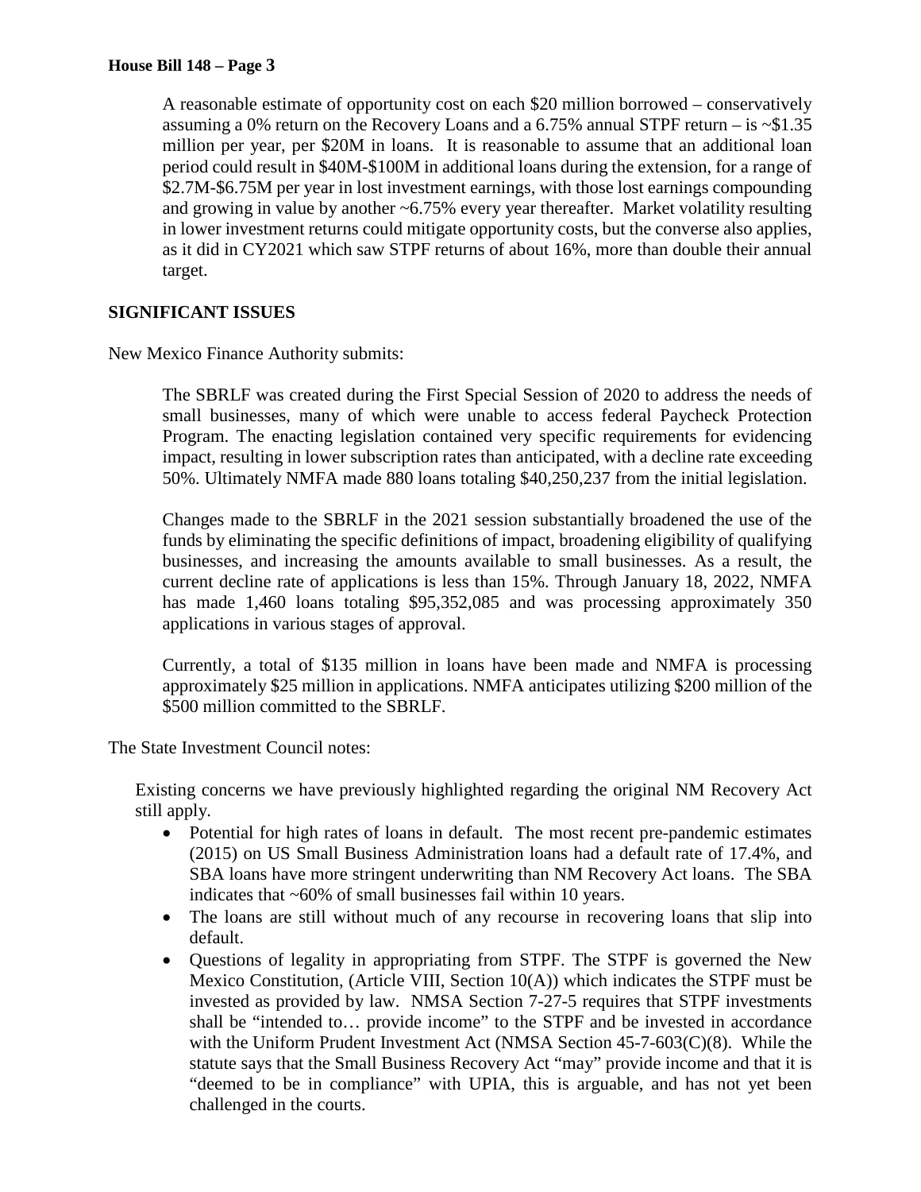A reasonable estimate of opportunity cost on each $20 million borrowed – conservatively assuming a 0% return on the Recovery Loans and a 6.75% annual STPF return – is ~$1.35 million per year, per $20M in loans. It is reasonable to assume that an additional loan period could result in $40M-$100M in additional loans during the extension, for a range of $2.7M-$6.75M per year in lost investment earnings, with those lost earnings compounding and growing in value by another ~6.75% every year thereafter. Market volatility resulting in lower investment returns could mitigate opportunity costs, but the converse also applies, as it did in CY2021 which saw STPF returns of about 16%, more than double their annual target.

## SIGNIFICANT ISSUES

New Mexico Finance Authority submits:

> The SBRLF was created during the First Special Session of 2020 to address the needs of small businesses, many of which were unable to access federal Paycheck Protection Program. The enacting legislation contained very specific requirements for evidencing impact, resulting in lower subscription rates than anticipated, with a decline rate exceeding 50%. Ultimately NMFA made 880 loans totaling $40,250,237 from the initial legislation.
>
> Changes made to the SBRLF in the 2021 session substantially broadened the use of the funds by eliminating the specific definitions of impact, broadening eligibility of qualifying businesses, and increasing the amounts available to small businesses. As a result, the current decline rate of applications is less than 15%. Through January 18, 2022, NMFA has made 1,460 loans totaling $95,352,085 and was processing approximately 350 applications in various stages of approval.
>
> Currently, a total of $135 million in loans have been made and NMFA is processing approximately $25 million in applications. NMFA anticipates utilizing $200 million of the $500 million committed to the SBRLF.

The State Investment Council notes:

> Existing concerns we have previously highlighted regarding the original NM Recovery Act still apply.
>
> - Potential for high rates of loans in default. The most recent pre-pandemic estimates (2015) on US Small Business Administration loans had a default rate of 17.4%, and SBA loans have more stringent underwriting than NM Recovery Act loans. The SBA indicates that ~60% of small businesses fail within 10 years.
> - The loans are still without much of any recourse in recovering loans that slip into default.
> - Questions of legality in appropriating from STPF. The STPF is governed the New Mexico Constitution, (Article VIII, Section 10(A)) which indicates the STPF must be invested as provided by law. NMSA Section 7-27-5 requires that STPF investments shall be "intended to… provide income" to the STPF and be invested in accordance with the Uniform Prudent Investment Act (NMSA Section 45-7-603(C)(8). While the statute says that the Small Business Recovery Act "may" provide income and that it is "deemed to be in compliance" with UPIA, this is arguable, and has not yet been challenged in the courts.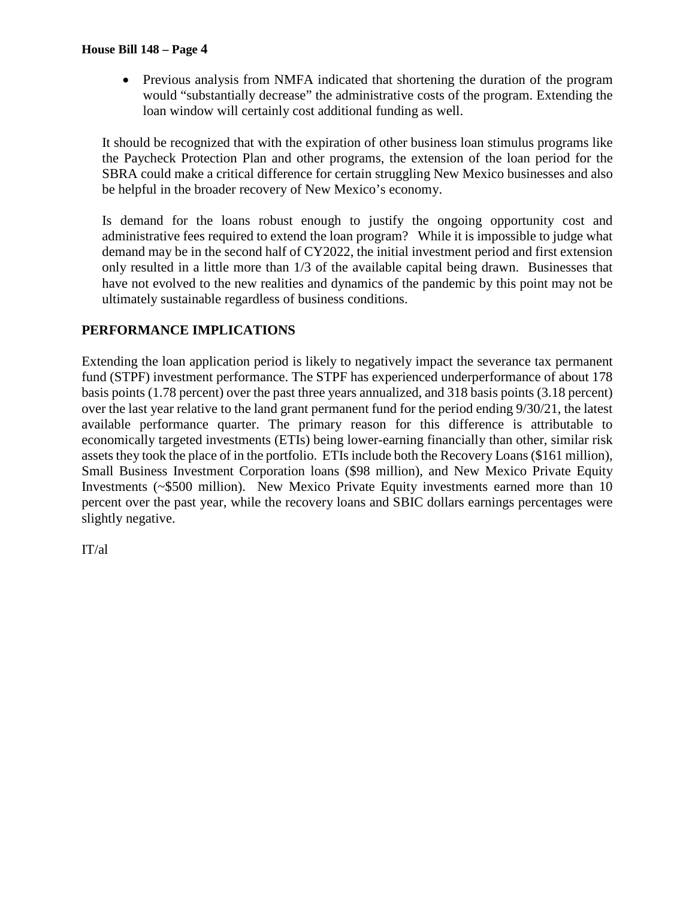- Previous analysis from NMFA indicated that shortening the duration of the program would "substantially decrease" the administrative costs of the program. Extending the loan window will certainly cost additional funding as well.

It should be recognized that with the expiration of other business loan stimulus programs like the Paycheck Protection Plan and other programs, the extension of the loan period for the SBRA could make a critical difference for certain struggling New Mexico businesses and also be helpful in the broader recovery of New Mexico's economy.

Is demand for the loans robust enough to justify the ongoing opportunity cost and administrative fees required to extend the loan program? While it is impossible to judge what demand may be in the second half of CY2022, the initial investment period and first extension only resulted in a little more than 1/3 of the available capital being drawn. Businesses that have not evolved to the new realities and dynamics of the pandemic by this point may not be ultimately sustainable regardless of business conditions.

## PERFORMANCE IMPLICATIONS

Extending the loan application period is likely to negatively impact the severance tax permanent fund (STPF) investment performance. The STPF has experienced underperformance of about 178 basis points (1.78 percent) over the past three years annualized, and 318 basis points (3.18 percent) over the last year relative to the land grant permanent fund for the period ending 9/30/21, the latest available performance quarter. The primary reason for this difference is attributable to economically targeted investments (ETIs) being lower-earning financially than other, similar risk assets they took the place of in the portfolio. ETIs include both the Recovery Loans ($161 million), Small Business Investment Corporation loans ($98 million), and New Mexico Private Equity Investments (~$500 million). New Mexico Private Equity investments earned more than 10 percent over the past year, while the recovery loans and SBIC dollars earnings percentages were slightly negative.

IT/al